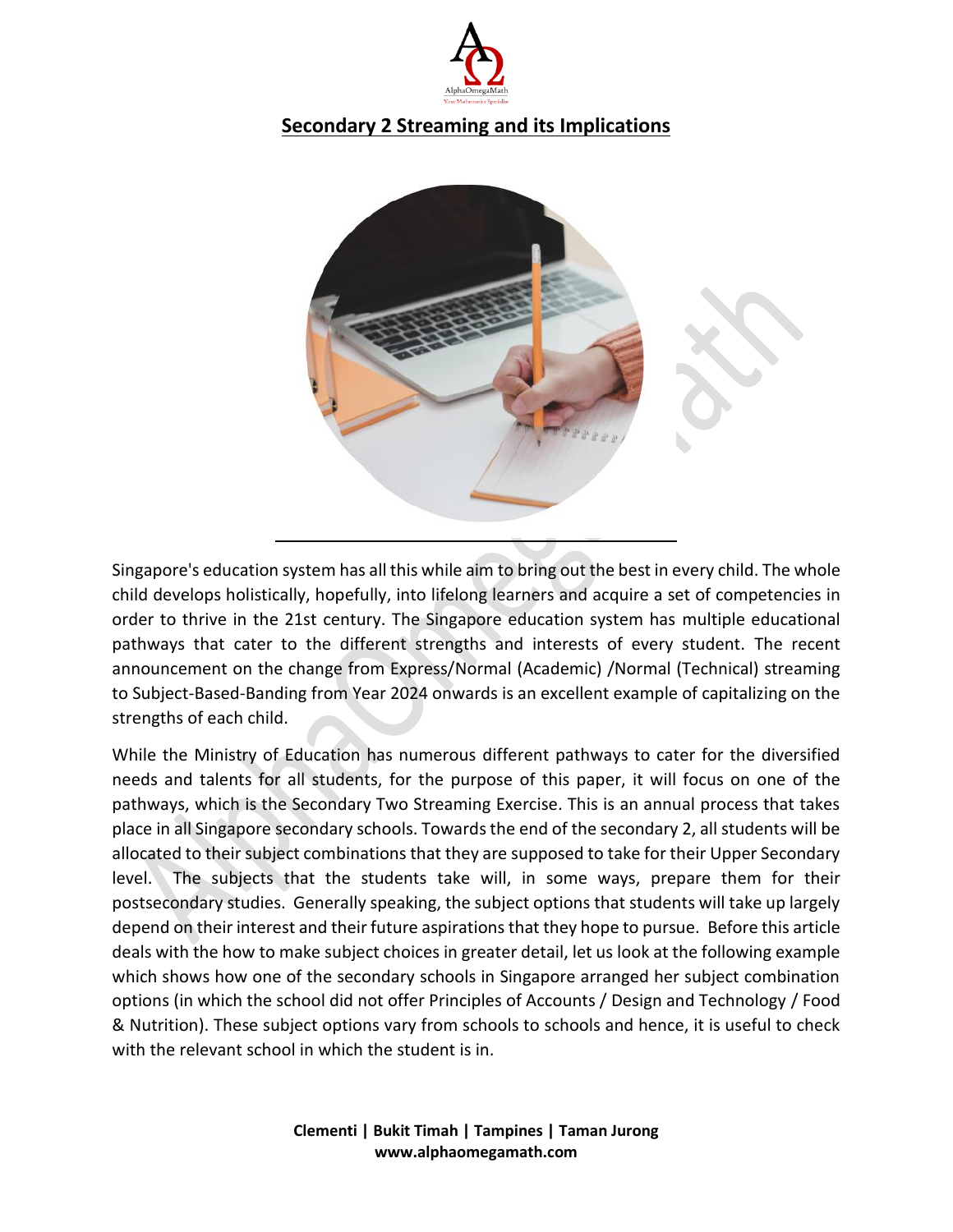# Secondary 2 Streaming and its Implications

Singapore's education system has all this while aim to bring out the best in every child. The whole child develops holistically, hopefully, into lifelong learners and acquire a set of competencies in order to thrive in the 21st century. The Singapore education system has multiple educational pathways that cater to the different strengths and interests of every student. The recent announcement on the change from Express/Normal (Academic) /Normal (Technical) streaming to Subject-Based-Banding from Year 2024 onwards is an excellent example of capitalizing on the strengths of each child.

While the Ministry of Education has numerous different pathways to cater for the diversified needs and talents for all students, for the purpose of this paper, it will focus on one of the pathways, which is the Secondary Two Streaming Exercise. This is an annual process that takes place in all Singapore secondary schools. Towards the end of the secondary 2, all students will be allocated to their subject combinations that they are supposed to take for their Upper Secondary level. The subjects that the students take will, in some ways, prepare them for their postsecondary studies. Generally speaking, the subject options that students will take up largely depend on their interest and their future aspirations that they hope to pursue. Before this article deals with the how to make subject choices in greater detail, let us look at the following example which shows how one of the secondary schools in Singapore arranged her subject combination options (in which the school did not offer Principles of Accounts / Design and Technology / Food & Nutrition). These subject options vary from schools to schools and hence, it is useful to check with the relevant school in which the student is in.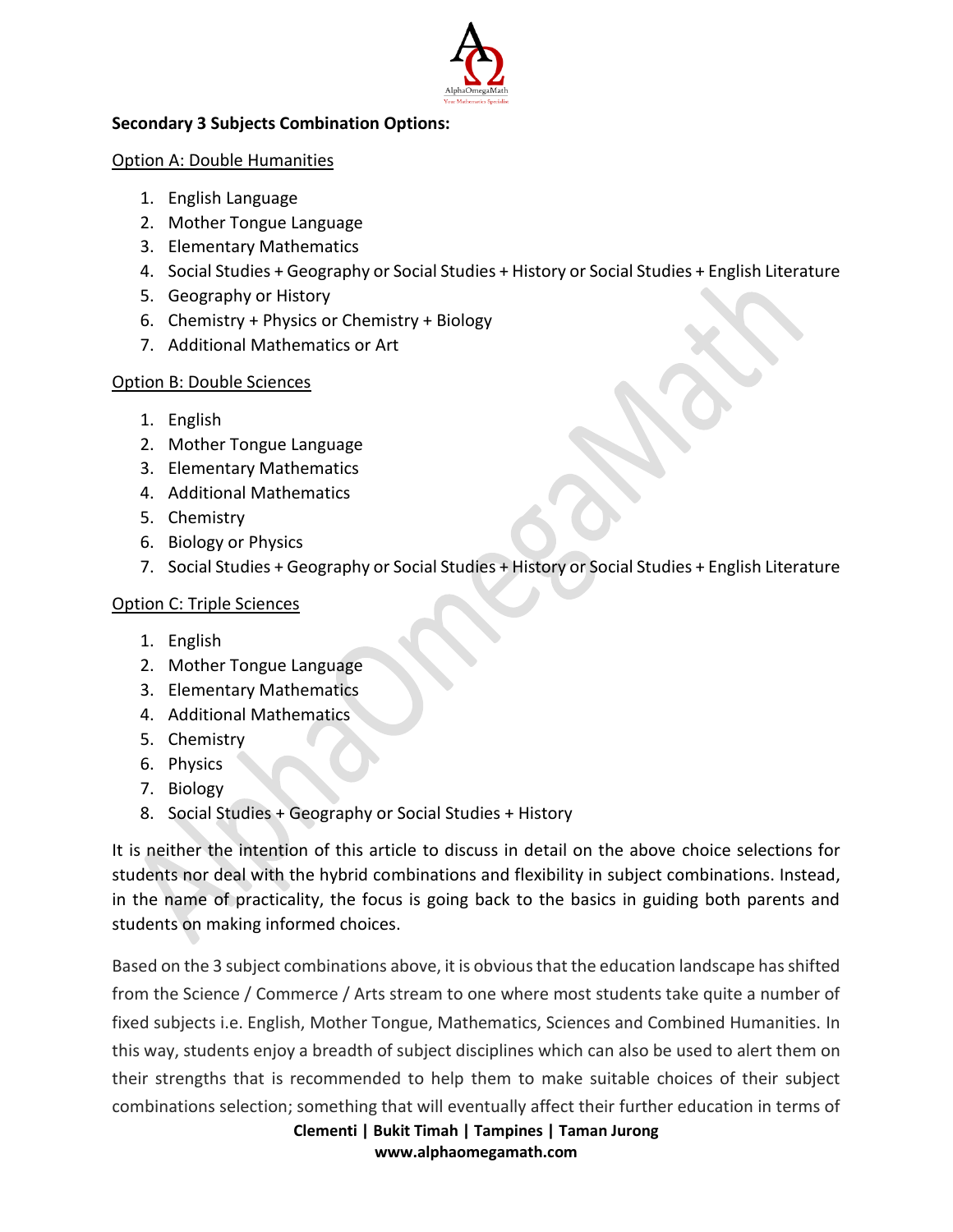**Secondary 3 Subjects Combination Options:**

Option A: Double Humanities

1. English Language
2. Mother Tongue Language
3. Elementary Mathematics
4. Social Studies + Geography or Social Studies + History or Social Studies + English Literature
5. Geography or History
6. Chemistry + Physics or Chemistry + Biology
7. Additional Mathematics or Art

Option B: Double Sciences

1. English
2. Mother Tongue Language
3. Elementary Mathematics
4. Additional Mathematics
5. Chemistry
6. Biology or Physics
7. Social Studies + Geography or Social Studies + History or Social Studies + English Literature

Option C: Triple Sciences

1. English
2. Mother Tongue Language
3. Elementary Mathematics
4. Additional Mathematics
5. Chemistry
6. Physics
7. Biology
8. Social Studies + Geography or Social Studies + History

It is neither the intention of this article to discuss in detail on the above choice selections for students nor deal with the hybrid combinations and flexibility in subject combinations. Instead, in the name of practicality, the focus is going back to the basics in guiding both parents and students on making informed choices.

Based on the 3 subject combinations above, it is obvious that the education landscape has shifted from the Science / Commerce / Arts stream to one where most students take quite a number of fixed subjects i.e. English, Mother Tongue, Mathematics, Sciences and Combined Humanities. In this way, students enjoy a breadth of subject disciplines which can also be used to alert them on their strengths that is recommended to help them to make suitable choices of their subject combinations selection; something that will eventually affect their further education in terms of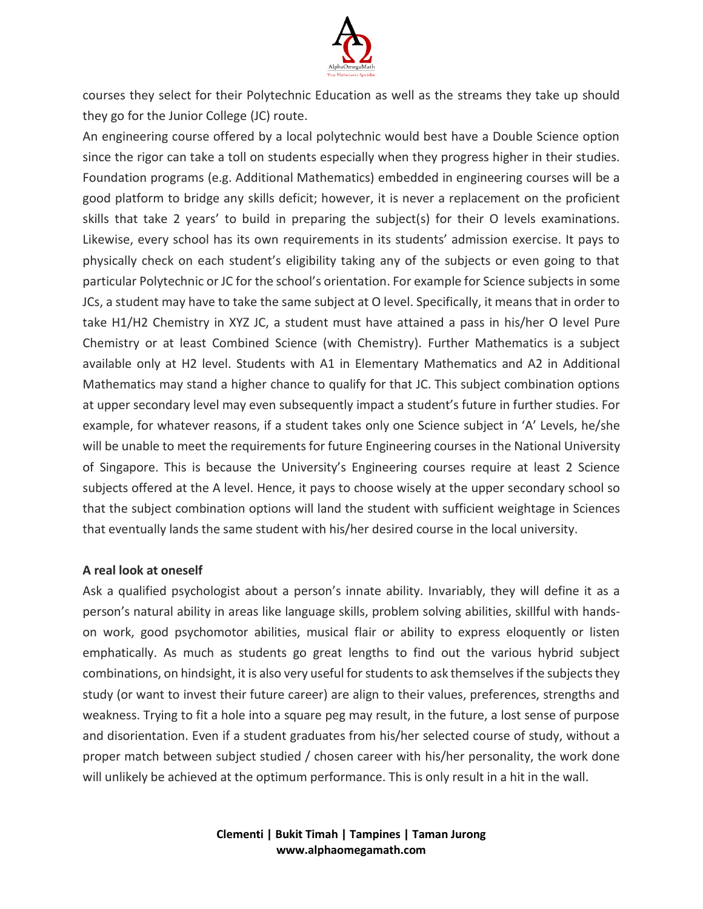courses they select for their Polytechnic Education as well as the streams they take up should they go for the Junior College (JC) route.

An engineering course offered by a local polytechnic would best have a Double Science option since the rigor can take a toll on students especially when they progress higher in their studies. Foundation programs (e.g. Additional Mathematics) embedded in engineering courses will be a good platform to bridge any skills deficit; however, it is never a replacement on the proficient skills that take 2 years' to build in preparing the subject(s) for their O levels examinations. Likewise, every school has its own requirements in its students' admission exercise. It pays to physically check on each student's eligibility taking any of the subjects or even going to that particular Polytechnic or JC for the school's orientation. For example for Science subjects in some JCs, a student may have to take the same subject at O level. Specifically, it means that in order to take H1/H2 Chemistry in XYZ JC, a student must have attained a pass in his/her O level Pure Chemistry or at least Combined Science (with Chemistry). Further Mathematics is a subject available only at H2 level. Students with A1 in Elementary Mathematics and A2 in Additional Mathematics may stand a higher chance to qualify for that JC. This subject combination options at upper secondary level may even subsequently impact a student's future in further studies. For example, for whatever reasons, if a student takes only one Science subject in 'A' Levels, he/she will be unable to meet the requirements for future Engineering courses in the National University of Singapore. This is because the University's Engineering courses require at least 2 Science subjects offered at the A level. Hence, it pays to choose wisely at the upper secondary school so that the subject combination options will land the student with sufficient weightage in Sciences that eventually lands the same student with his/her desired course in the local university.

**A real look at oneself**

Ask a qualified psychologist about a person's innate ability. Invariably, they will define it as a person's natural ability in areas like language skills, problem solving abilities, skillful with hands-on work, good psychomotor abilities, musical flair or ability to express eloquently or listen emphatically. As much as students go great lengths to find out the various hybrid subject combinations, on hindsight, it is also very useful for students to ask themselves if the subjects they study (or want to invest their future career) are align to their values, preferences, strengths and weakness. Trying to fit a hole into a square peg may result, in the future, a lost sense of purpose and disorientation. Even if a student graduates from his/her selected course of study, without a proper match between subject studied / chosen career with his/her personality, the work done will unlikely be achieved at the optimum performance. This is only result in a hit in the wall.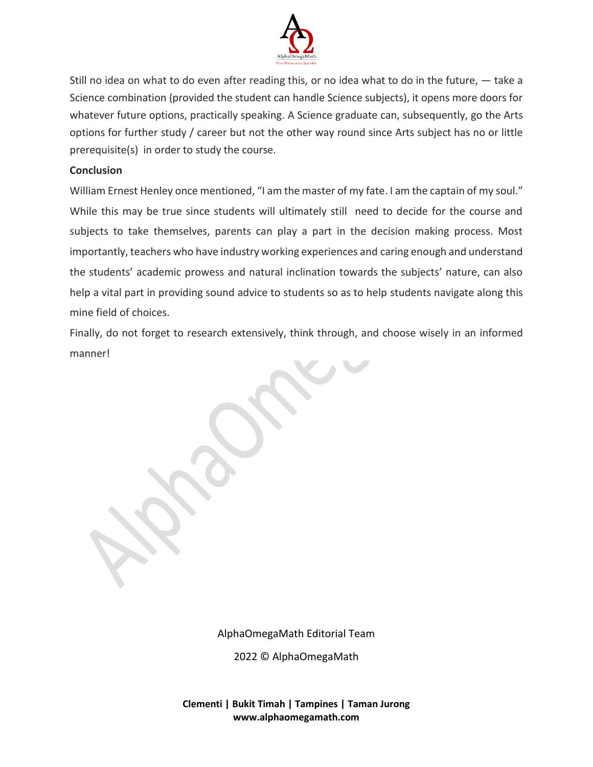Still no idea on what to do even after reading this, or no idea what to do in the future, — take a Science combination (provided the student can handle Science subjects), it opens more doors for whatever future options, practically speaking. A Science graduate can, subsequently, go the Arts options for further study / career but not the other way round since Arts subject has no or little prerequisite(s) in order to study the course.

**Conclusion**

William Ernest Henley once mentioned, “I am the master of my fate. I am the captain of my soul.” While this may be true since students will ultimately still need to decide for the course and subjects to take themselves, parents can play a part in the decision making process. Most importantly, teachers who have industry working experiences and caring enough and understand the students’ academic prowess and natural inclination towards the subjects’ nature, can also help a vital part in providing sound advice to students so as to help students navigate along this mine field of choices.

Finally, do not forget to research extensively, think through, and choose wisely in an informed manner!

AlphaOmegaMath Editorial Team

2022 © AlphaOmegaMath

**Clementi | Bukit Timah | Tampines | Taman Jurong**
**www.alphaomegamath.com**